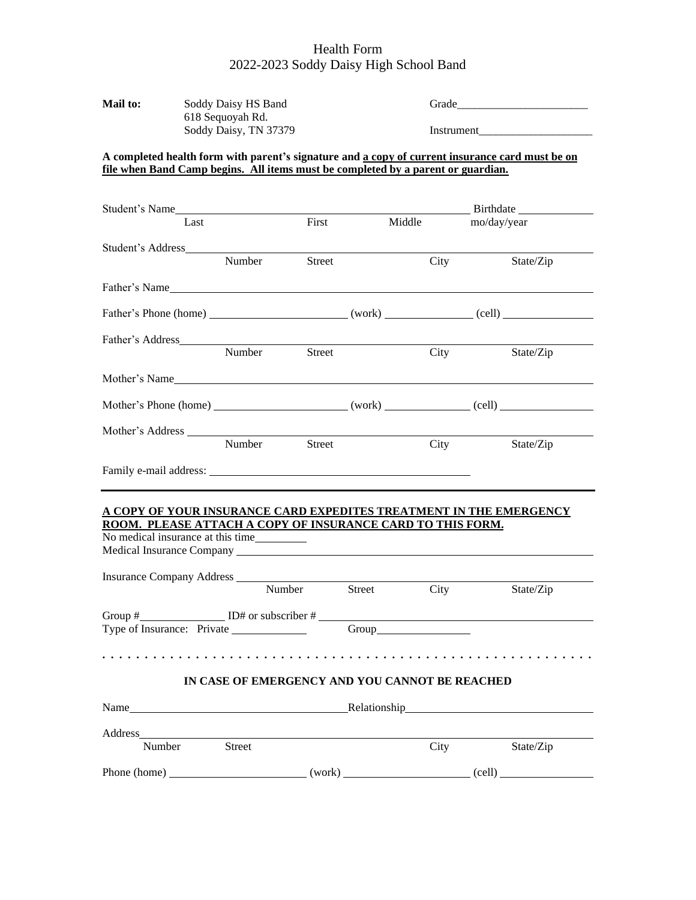# Health Form
## 2022-2023 Soddy Daisy High School Band

**Mail to:** Soddy Daisy HS Band
618 Sequoyah Rd.
Soddy Daisy, TN 37379

Grade_______________________

Instrument___________________

**A completed health form with parent's signature and <u>a copy of current insurance card must be on file when Band Camp begins. All items must be completed by a parent or guardian.</u>**

Student's Name_______________________________________________ Birthdate ____________
Last First Middle mo/day/year

Student's Address_____________________________________________________________
Number Street City State/Zip

Father's Name_________________________________________________________________

Father's Phone (home) ______________________ (work) ______________ (cell) _______________

Father's Address______________________________________________________________
Number Street City State/Zip

Mother's Name_________________________________________________________________

Mother's Phone (home) ______________________ (work) ______________ (cell) _______________

Mother's Address ______________________________________________________________
Number Street City State/Zip

Family e-mail address: ____________________________________________

---

**<u>A COPY OF YOUR INSURANCE CARD EXPEDITES TREATMENT IN THE EMERGENCY ROOM. PLEASE ATTACH A COPY OF INSURANCE CARD TO THIS FORM.</u>**

No medical insurance at this time_________

Medical Insurance Company ____________________________________________________

Insurance Company Address ____________________________________________________
Number Street City State/Zip

Group #_______________ ID# or subscriber # ____________________________________________

Type of Insurance: Private _____________ Group________________

. . . . . . . . . . . . . . . . . . . . . . . . . . . . . . . . . . . . . . . . . . . . . . . . . . . . . . . .

**IN CASE OF EMERGENCY AND YOU CANNOT BE REACHED**

Name_____________________________________Relationship______________________________

Address______________________________________________________________________
Number Street City State/Zip

Phone (home) ______________________ (work) _____________________ (cell) _______________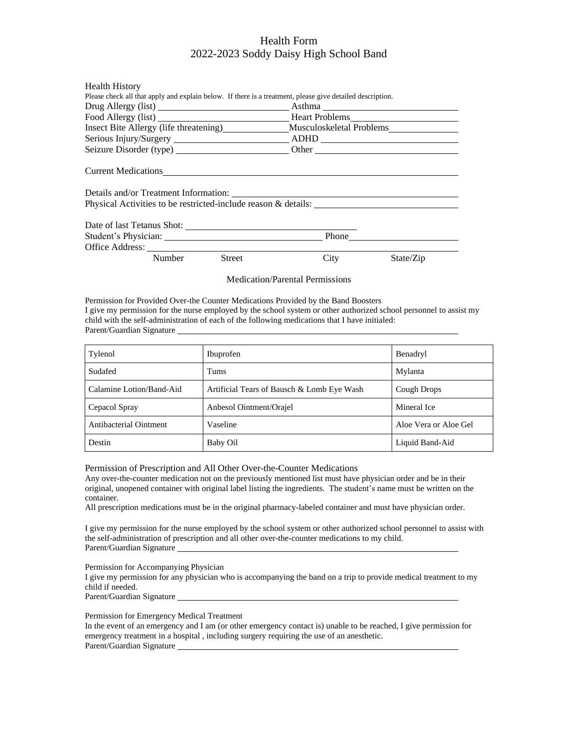# Health Form
## 2022-2023 Soddy Daisy High School Band

Health History

Please check all that apply and explain below. If there is a treatment, please give detailed description.

Drug Allergy (list) ____________________ Asthma ____________________

Food Allergy (list) ____________________ Heart Problems____________________

Insect Bite Allergy (life threatening)__________Musculoskeletal Problems__________

Serious Injury/Surgery ____________________ ADHD ____________________

Seizure Disorder (type) ____________________ Other ____________________

Current Medications____________________________________________

Details and/or Treatment Information: ____________________________________

Physical Activities to be restricted-include reason & details: ______________________

Date of last Tetanus Shot: ____________________________

Student's Physician: ____________________________ Phone____________________

Office Address: ____________________________________________________

Number Street City State/Zip

### Medication/Parental Permissions

Permission for Provided Over-the Counter Medications Provided by the Band Boosters

I give my permission for the nurse employed by the school system or other authorized school personnel to assist my child with the self-administration of each of the following medications that I have initialed:

Parent/Guardian Signature ____________________________________________

| Tylenol | Ibuprofen | Benadryl |
|---|---|---|
| Sudafed | Tums | Mylanta |
| Calamine Lotion/Band-Aid | Artificial Tears of Bausch & Lomb Eye Wash | Cough Drops |
| Cepacol Spray | Anbesol Ointment/Orajel | Mineral Ice |
| Antibacterial Ointment | Vaseline | Aloe Vera or Aloe Gel |
| Destin | Baby Oil | Liquid Band-Aid |

Permission of Prescription and All Other Over-the-Counter Medications

Any over-the-counter medication not on the previously mentioned list must have physician order and be in their original, unopened container with original label listing the ingredients. The student's name must be written on the container.

All prescription medications must be in the original pharmacy-labeled container and must have physician order.

I give my permission for the nurse employed by the school system or other authorized school personnel to assist with the self-administration of prescription and all other over-the-counter medications to my child.

Parent/Guardian Signature ____________________________________________

Permission for Accompanying Physician

I give my permission for any physician who is accompanying the band on a trip to provide medical treatment to my child if needed.

Parent/Guardian Signature ____________________________________________

Permission for Emergency Medical Treatment

In the event of an emergency and I am (or other emergency contact is) unable to be reached, I give permission for emergency treatment in a hospital , including surgery requiring the use of an anesthetic.

Parent/Guardian Signature ____________________________________________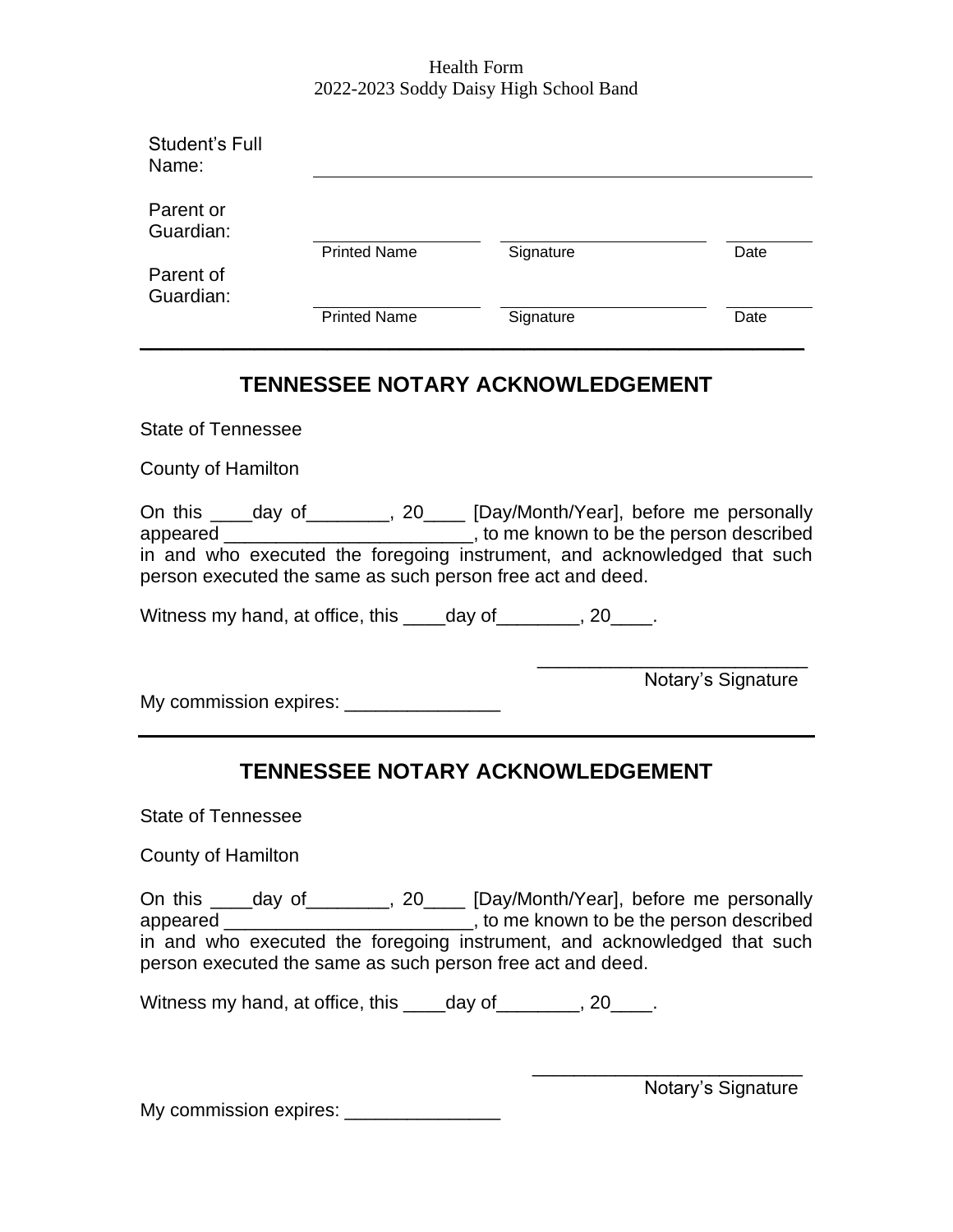Health Form
2022-2023 Soddy Daisy High School Band

Student's Full Name: ______________________________________________

Parent or Guardian: ____________________ ____________________ __________
Printed Name Signature Date

Parent of Guardian: ____________________ ____________________ __________
Printed Name Signature Date

---

## TENNESSEE NOTARY ACKNOWLEDGEMENT

State of Tennessee

County of Hamilton

On this ____day of________, 20____ [Day/Month/Year], before me personally appeared ________________________, to me known to be the person described in and who executed the foregoing instrument, and acknowledged that such person executed the same as such person free act and deed.

Witness my hand, at office, this ____day of________, 20____.

__________________________
Notary's Signature

My commission expires: _______________

---

## TENNESSEE NOTARY ACKNOWLEDGEMENT

State of Tennessee

County of Hamilton

On this ____day of________, 20____ [Day/Month/Year], before me personally appeared ________________________, to me known to be the person described in and who executed the foregoing instrument, and acknowledged that such person executed the same as such person free act and deed.

Witness my hand, at office, this ____day of________, 20____.

__________________________
Notary's Signature

My commission expires: _______________